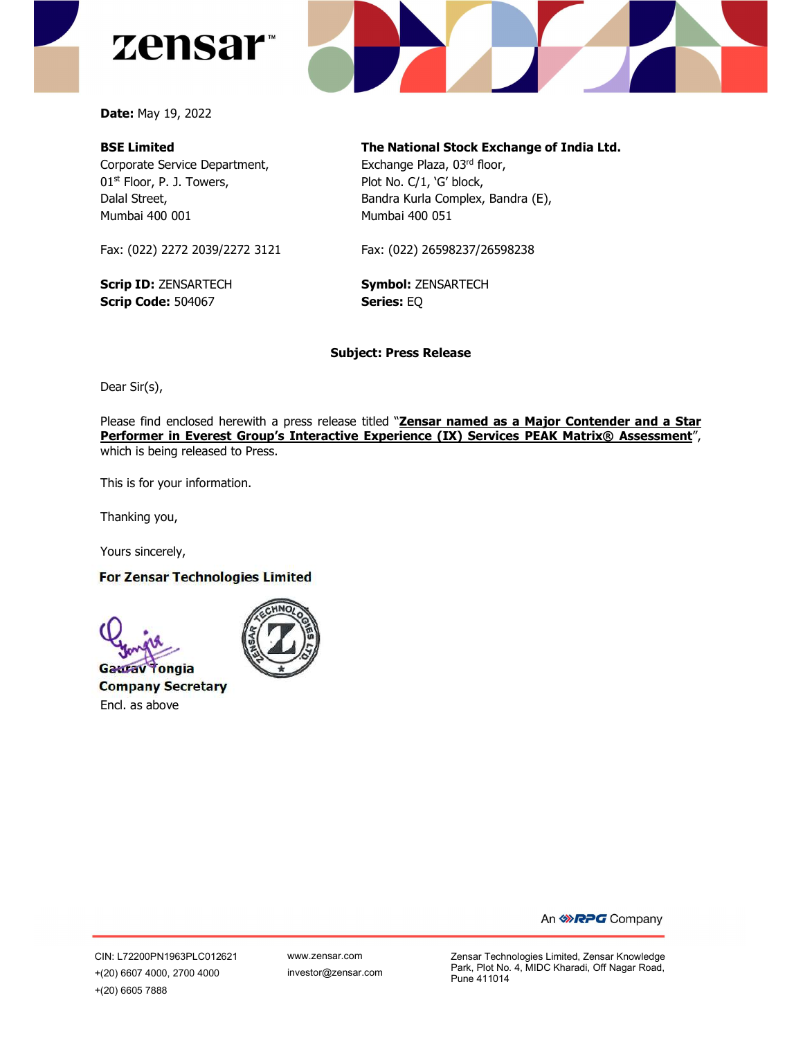**Date:** May 19, 2022

**BSE Limited**
Corporate Service Department,
01st Floor, P. J. Towers,
Dalal Street,
Mumbai 400 001

Fax: (022) 2272 2039/2272 3121

**Scrip ID:** ZENSARTECH
**Scrip Code:** 504067

**The National Stock Exchange of India Ltd.**
Exchange Plaza, 03rd floor,
Plot No. C/1, 'G' block,
Bandra Kurla Complex, Bandra (E),
Mumbai 400 051

Fax: (022) 26598237/26598238

**Symbol:** ZENSARTECH
**Series:** EQ

**Subject: Press Release**

Dear Sir(s),

Please find enclosed herewith a press release titled "**Zensar named as a Major Contender and a Star Performer in Everest Group's Interactive Experience (IX) Services PEAK Matrix® Assessment**", which is being released to Press.

This is for your information.

Thanking you,

Yours sincerely,

**For Zensar Technologies Limited**

**Gaurav Tongia**
**Company Secretary**
Encl. as above

An RPG Company

CIN: L72200PN1963PLC012621
+(20) 6607 4000, 2700 4000
+(20) 6605 7888

www.zensar.com
investor@zensar.com

Zensar Technologies Limited, Zensar Knowledge Park, Plot No. 4, MIDC Kharadi, Off Nagar Road, Pune 411014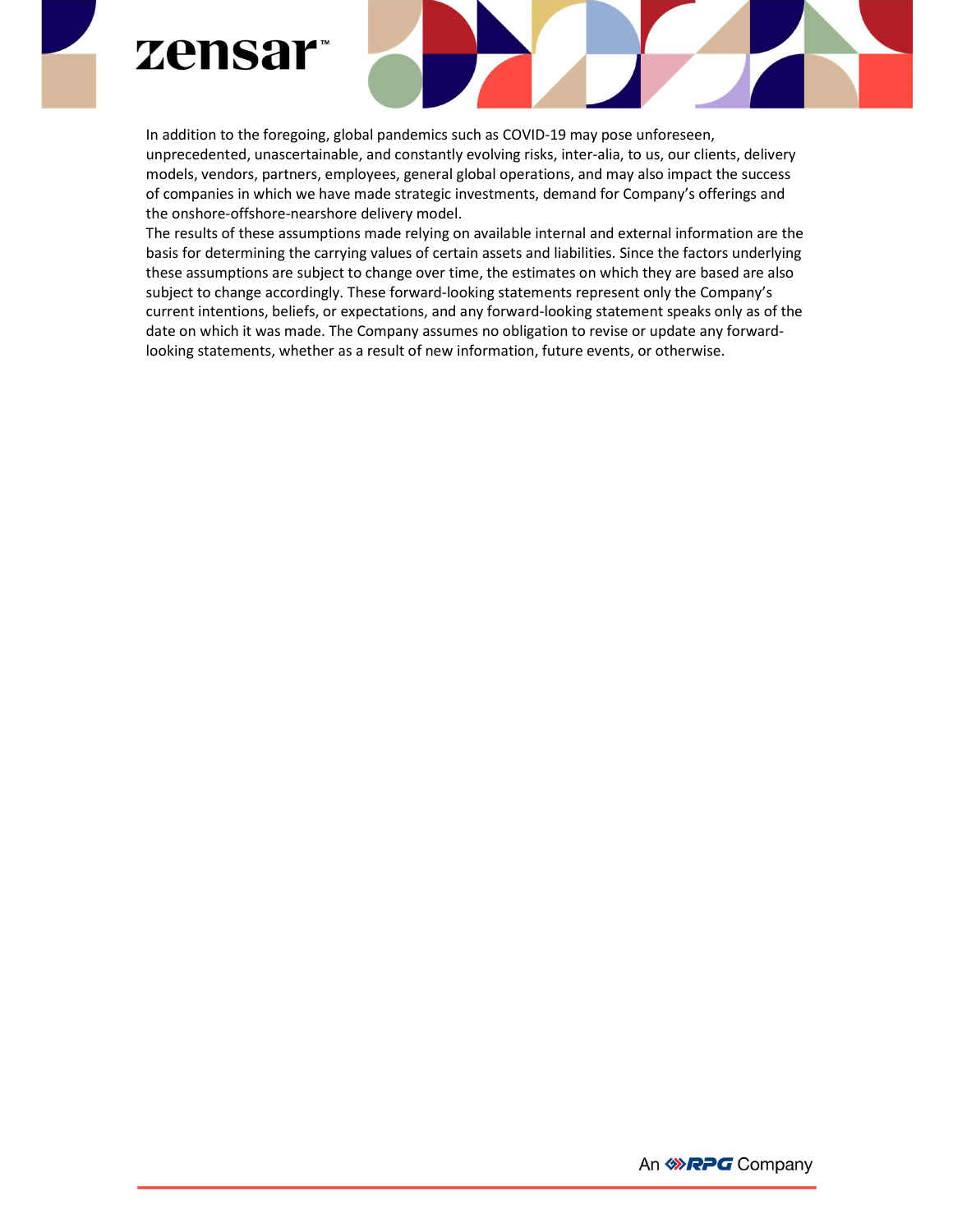In addition to the foregoing, global pandemics such as COVID-19 may pose unforeseen, unprecedented, unascertainable, and constantly evolving risks, inter-alia, to us, our clients, delivery models, vendors, partners, employees, general global operations, and may also impact the success of companies in which we have made strategic investments, demand for Company's offerings and the onshore-offshore-nearshore delivery model.

The results of these assumptions made relying on available internal and external information are the basis for determining the carrying values of certain assets and liabilities. Since the factors underlying these assumptions are subject to change over time, the estimates on which they are based are also subject to change accordingly. These forward-looking statements represent only the Company's current intentions, beliefs, or expectations, and any forward-looking statement speaks only as of the date on which it was made. The Company assumes no obligation to revise or update any forward-looking statements, whether as a result of new information, future events, or otherwise.